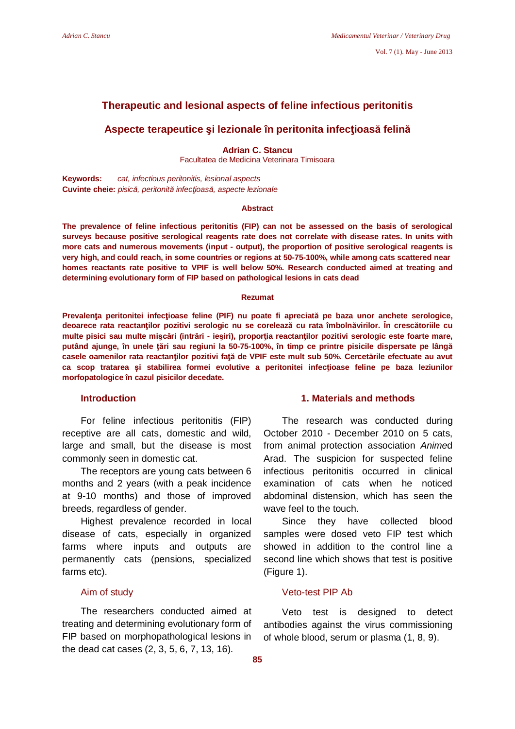# Therapeutic and lesional aspects of feline infectious peritonitis

# Aspecte terapeutice şi lezionale în peritonita infecţioasă felină

**Adrian C. Stancu**
Facultatea de Medicina Veterinara Timisoara

**Keywords:** *cat, infectious peritonitis, lesional aspects*
**Cuvinte cheie:** *pisică, peritonită infecţioasă, aspecte lezionale*

### Abstract

**The prevalence of feline infectious peritonitis (FIP) can not be assessed on the basis of serological surveys because positive serological reagents rate does not correlate with disease rates. In units with more cats and numerous movements (input - output), the proportion of positive serological reagents is very high, and could reach, in some countries or regions at 50-75-100%, while among cats scattered near homes reactants rate positive to VPIF is well below 50%. Research conducted aimed at treating and determining evolutionary form of FIP based on pathological lesions in cats dead**

### Rezumat

**Prevalenţa peritonitei infecţioase feline (PIF) nu poate fi apreciată pe baza unor anchete serologice, deoarece rata reactanţilor pozitivi serologic nu se corelează cu rata îmbolnăvirilor. În crescătoriile cu multe pisici sau multe mişcări (intrări - ieşiri), proporţia reactanţilor pozitivi serologic este foarte mare, putând ajunge, în unele ţări sau regiuni la 50-75-100%, în timp ce printre pisicile dispersate pe lângă casele oamenilor rata reactanţilor pozitivi faţă de VPIF este mult sub 50%. Cercetările efectuate au avut ca scop tratarea şi stabilirea formei evolutive a peritonitei infecţioase feline pe baza leziunilor morfopatologice în cazul pisicilor decedate.**

## Introduction

For feline infectious peritonitis (FIP) receptive are all cats, domestic and wild, large and small, but the disease is most commonly seen in domestic cat.

The receptors are young cats between 6 months and 2 years (with a peak incidence at 9-10 months) and those of improved breeds, regardless of gender.

Highest prevalence recorded in local disease of cats, especially in organized farms where inputs and outputs are permanently cats (pensions, specialized farms etc).

### Aim of study

The researchers conducted aimed at treating and determining evolutionary form of FIP based on morphopathological lesions in the dead cat cases (2, 3, 5, 6, 7, 13, 16).

## 1. Materials and methods

The research was conducted during October 2010 - December 2010 on 5 cats, from animal protection association *Anime*d Arad. The suspicion for suspected feline infectious peritonitis occurred in clinical examination of cats when he noticed abdominal distension, which has seen the wave feel to the touch.

Since they have collected blood samples were dosed veto FIP test which showed in addition to the control line a second line which shows that test is positive (Figure 1).

### Veto-test PIP Ab

Veto test is designed to detect antibodies against the virus commissioning of whole blood, serum or plasma (1, 8, 9).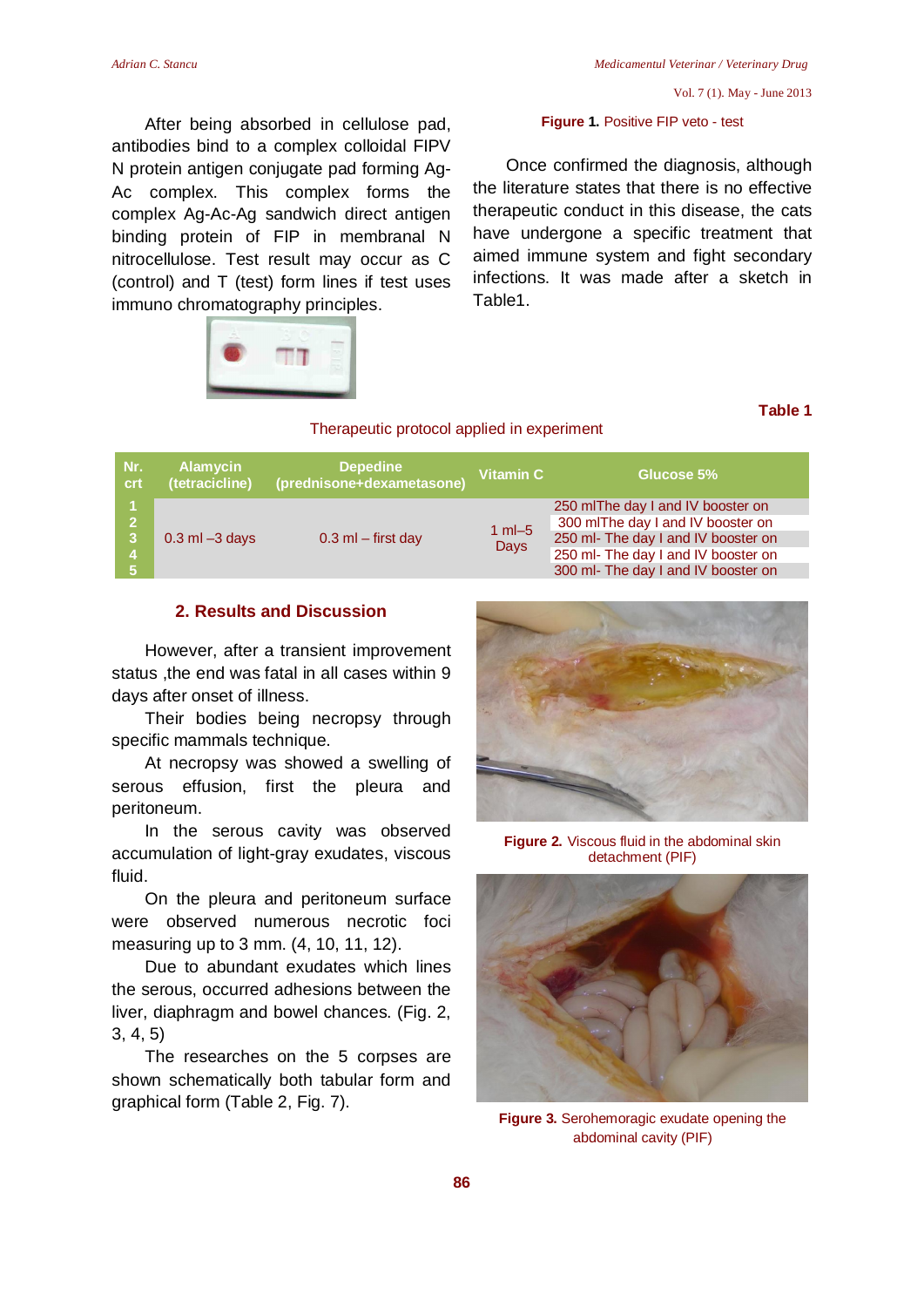After being absorbed in cellulose pad, antibodies bind to a complex colloidal FIPV N protein antigen conjugate pad forming Ag-Ac complex. This complex forms the complex Ag-Ac-Ag sandwich direct antigen binding protein of FIP in membranal N nitrocellulose. Test result may occur as C (control) and T (test) form lines if test uses immuno chromatography principles.

**Figure 1.** Positive FIP veto - test

Once confirmed the diagnosis, although the literature states that there is no effective therapeutic conduct in this disease, the cats have undergone a specific treatment that aimed immune system and fight secondary infections. It was made after a sketch in Table1.

**Table 1**

Therapeutic protocol applied in experiment

| Nr. crt | Alamycin (tetracicline) | Depedine (prednisone+dexametasone) | Vitamin C | Glucose 5% |
|---|---|---|---|---|
| 1 | 0.3 ml –3 days | 0.3 ml – first day | 1 ml–5 Days | 250 mlThe day I and IV booster on |
| 2 | | | | 300 mlThe day I and IV booster on |
| 3 | | | | 250 ml- The day I and IV booster on |
| 4 | | | | 250 ml- The day I and IV booster on |
| 5 | | | | 300 ml- The day I and IV booster on |

## 2. Results and Discussion

However, after a transient improvement status ,the end was fatal in all cases within 9 days after onset of illness.

Their bodies being necropsy through specific mammals technique.

At necropsy was showed a swelling of serous effusion, first the pleura and peritoneum.

In the serous cavity was observed accumulation of light-gray exudates, viscous fluid.

On the pleura and peritoneum surface were observed numerous necrotic foci measuring up to 3 mm. (4, 10, 11, 12).

Due to abundant exudates which lines the serous, occurred adhesions between the liver, diaphragm and bowel chances. (Fig. 2, 3, 4, 5)

The researches on the 5 corpses are shown schematically both tabular form and graphical form (Table 2, Fig. 7).

**Figure 2.** Viscous fluid in the abdominal skin detachment (PIF)

**Figure 3.** Serohemoragic exudate opening the abdominal cavity (PIF)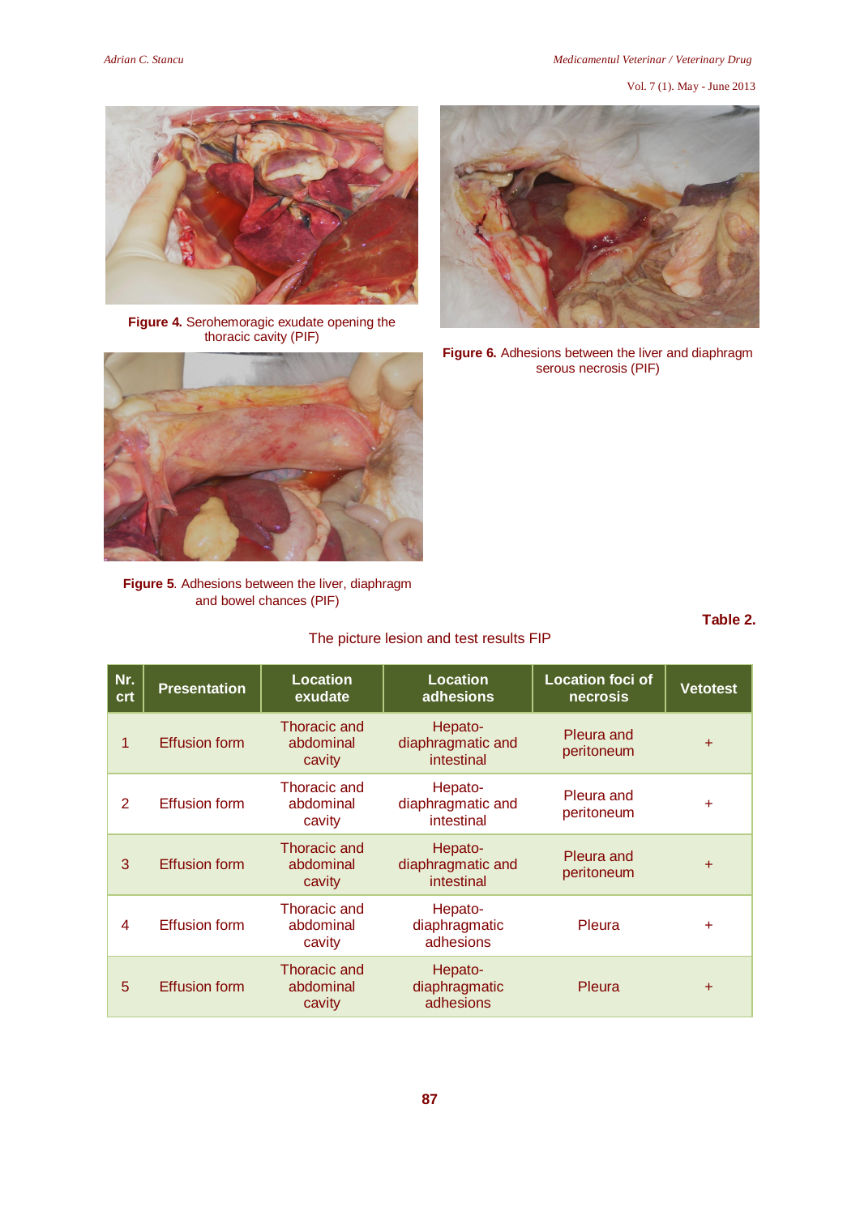**Figure 4.** Serohemoragic exudate opening the thoracic cavity (PIF)

**Figure 6.** Adhesions between the liver and diaphragm serous necrosis (PIF)

**Figure 5**. Adhesions between the liver, diaphragm and bowel chances (PIF)

**Table 2.**

The picture lesion and test results FIP

| Nr. crt | Presentation | Location exudate | Location adhesions | Location foci of necrosis | Vetotest |
|---|---|---|---|---|---|
| 1 | Effusion form | Thoracic and abdominal cavity | Hepato-diaphragmatic and intestinal | Pleura and peritoneum | + |
| 2 | Effusion form | Thoracic and abdominal cavity | Hepato-diaphragmatic and intestinal | Pleura and peritoneum | + |
| 3 | Effusion form | Thoracic and abdominal cavity | Hepato-diaphragmatic and intestinal | Pleura and peritoneum | + |
| 4 | Effusion form | Thoracic and abdominal cavity | Hepato-diaphragmatic adhesions | Pleura | + |
| 5 | Effusion form | Thoracic and abdominal cavity | Hepato-diaphragmatic adhesions | Pleura | + |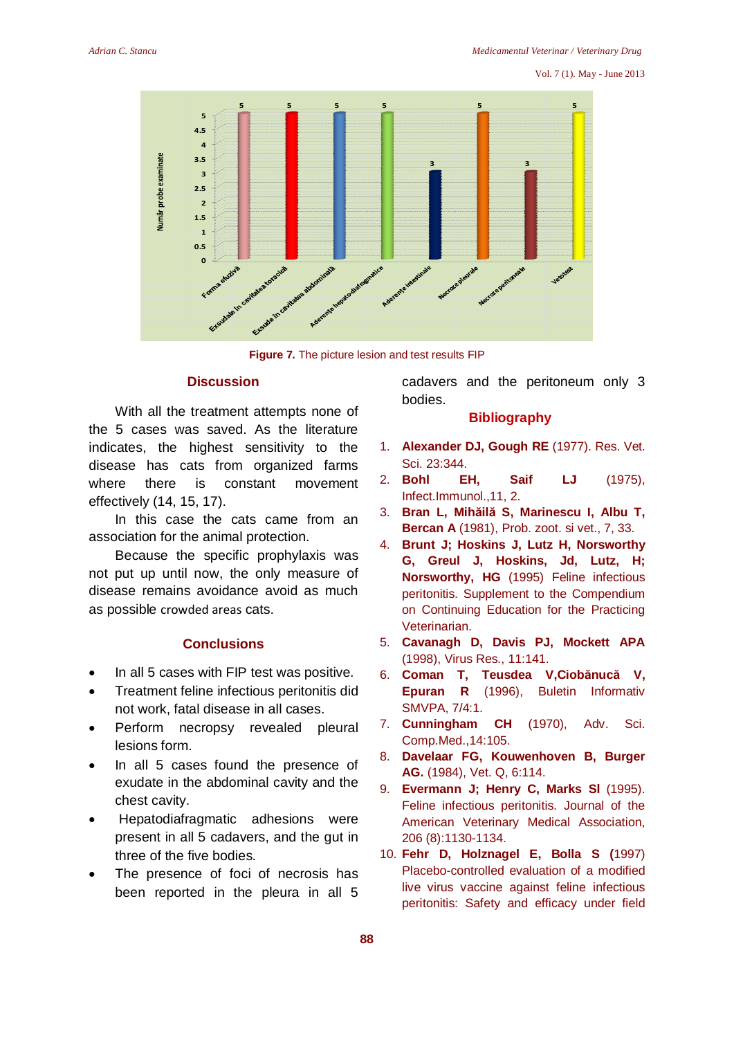**Figure 7.** The picture lesion and test results FIP

## Discussion

With all the treatment attempts none of the 5 cases was saved. As the literature indicates, the highest sensitivity to the disease has cats from organized farms where there is constant movement effectively (14, 15, 17).

In this case the cats came from an association for the animal protection.

Because the specific prophylaxis was not put up until now, the only measure of disease remains avoidance avoid as much as possible crowded areas cats.

## Conclusions

- In all 5 cases with FIP test was positive.
- Treatment feline infectious peritonitis did not work, fatal disease in all cases.
- Perform necropsy revealed pleural lesions form.
- In all 5 cases found the presence of exudate in the abdominal cavity and the chest cavity.
- Hepatodiafragmatic adhesions were present in all 5 cadavers, and the gut in three of the five bodies.
- The presence of foci of necrosis has been reported in the pleura in all 5 cadavers and the peritoneum only 3 bodies.

## Bibliography

1. **Alexander DJ, Gough RE** (1977). Res. Vet. Sci. 23:344.
2. **Bohl EH, Saif LJ** (1975), Infect.Immunol.,11, 2.
3. **Bran L, Mihăilă S, Marinescu I, Albu T, Bercan A** (1981), Prob. zoot. si vet., 7, 33.
4. **Brunt J; Hoskins J, Lutz H, Norsworthy G, Greul J, Hoskins, Jd, Lutz, H; Norsworthy, HG** (1995) Feline infectious peritonitis. Supplement to the Compendium on Continuing Education for the Practicing Veterinarian.
5. **Cavanagh D, Davis PJ, Mockett APA** (1998), Virus Res., 11:141.
6. **Coman T, Teusdea V,Ciobănucă V, Epuran R** (1996), Buletin Informativ SMVPA, 7/4:1.
7. **Cunningham CH** (1970), Adv. Sci. Comp.Med.,14:105.
8. **Davelaar FG, Kouwenhoven B, Burger AG.** (1984), Vet. Q, 6:114.
9. **Evermann J; Henry C, Marks Sl** (1995). Feline infectious peritonitis. Journal of the American Veterinary Medical Association, 206 (8):1130-1134.
10. **Fehr D, Holznagel E, Bolla S (**1997) Placebo-controlled evaluation of a modified live virus vaccine against feline infectious peritonitis: Safety and efficacy under field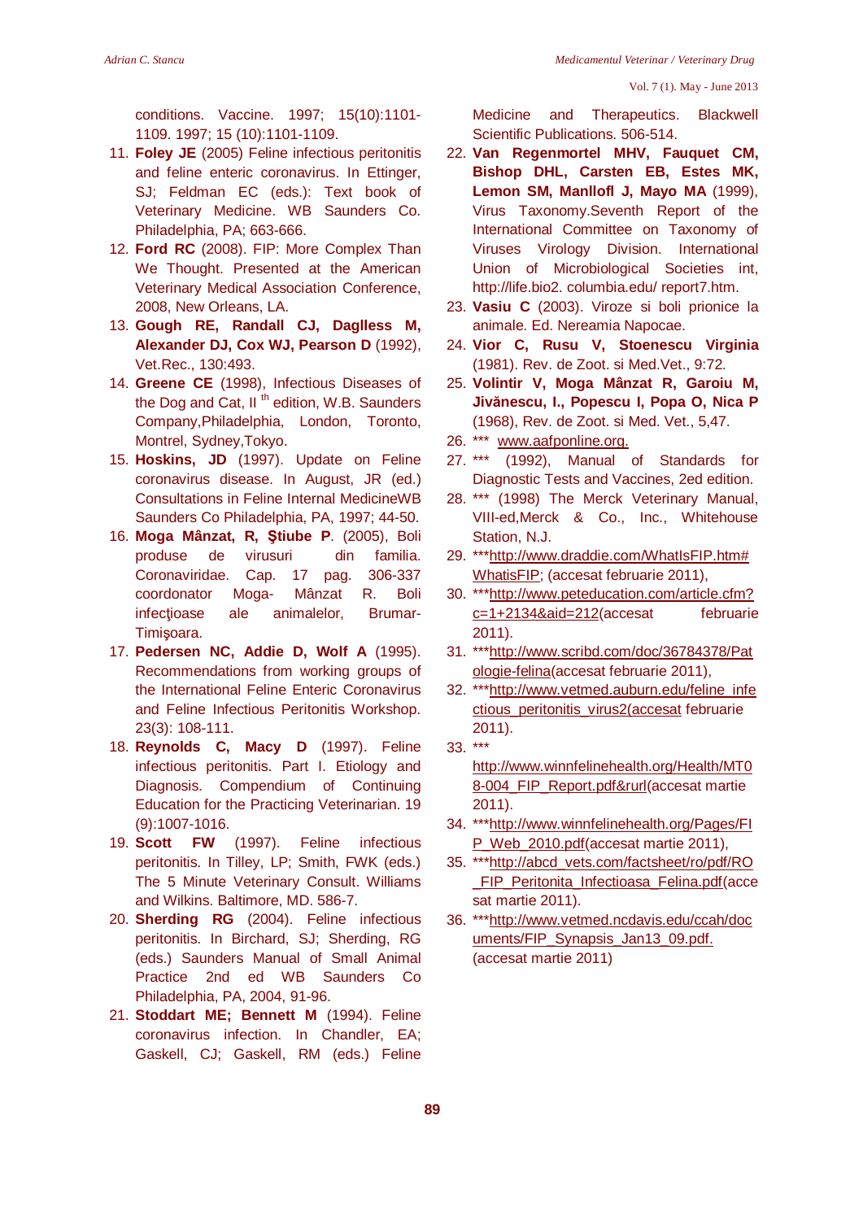conditions. Vaccine. 1997; 15(10):1101-1109. 1997; 15 (10):1101-1109.

11. **Foley JE** (2005) Feline infectious peritonitis and feline enteric coronavirus. In Ettinger, SJ; Feldman EC (eds.): Text book of Veterinary Medicine. WB Saunders Co. Philadelphia, PA; 663-666.
12. **Ford RC** (2008). FIP: More Complex Than We Thought. Presented at the American Veterinary Medical Association Conference, 2008, New Orleans, LA.
13. **Gough RE, Randall CJ, Daglless M, Alexander DJ, Cox WJ, Pearson D** (1992), Vet.Rec., 130:493.
14. **Greene CE** (1998), Infectious Diseases of the Dog and Cat, II th edition, W.B. Saunders Company,Philadelphia, London, Toronto, Montrel, Sydney,Tokyo.
15. **Hoskins, JD** (1997). Update on Feline coronavirus disease. In August, JR (ed.) Consultations in Feline Internal MedicineWB Saunders Co Philadelphia, PA, 1997; 44-50.
16. **Moga Mânzat, R, Ştiube P**. (2005), Boli produse de virusuri din familia. Coronaviridae. Cap. 17 pag. 306-337 coordonator Moga- Mânzat R. Boli infecţioase ale animalelor, Brumar-Timişoara.
17. **Pedersen NC, Addie D, Wolf A** (1995). Recommendations from working groups of the International Feline Enteric Coronavirus and Feline Infectious Peritonitis Workshop. 23(3): 108-111.
18. **Reynolds C, Macy D** (1997). Feline infectious peritonitis. Part I. Etiology and Diagnosis. Compendium of Continuing Education for the Practicing Veterinarian. 19 (9):1007-1016.
19. **Scott FW** (1997). Feline infectious peritonitis. In Tilley, LP; Smith, FWK (eds.) The 5 Minute Veterinary Consult. Williams and Wilkins. Baltimore, MD. 586-7.
20. **Sherding RG** (2004). Feline infectious peritonitis. In Birchard, SJ; Sherding, RG (eds.) Saunders Manual of Small Animal Practice 2nd ed WB Saunders Co Philadelphia, PA, 2004, 91-96.
21. **Stoddart ME; Bennett M** (1994). Feline coronavirus infection. In Chandler, EA; Gaskell, CJ; Gaskell, RM (eds.) Feline Medicine and Therapeutics. Blackwell Scientific Publications. 506-514.
22. **Van Regenmortel MHV, Fauquet CM, Bishop DHL, Carsten EB, Estes MK, Lemon SM, Manllofl J, Mayo MA** (1999), Virus Taxonomy.Seventh Report of the International Committee on Taxonomy of Viruses Virology Division. International Union of Microbiological Societies int, http://life.bio2. columbia.edu/ report7.htm.
23. **Vasiu C** (2003). Viroze si boli prionice la animale. Ed. Nereamia Napocae.
24. **Vior C, Rusu V, Stoenescu Virginia** (1981). Rev. de Zoot. si Med.Vet., 9:72.
25. **Volintir V, Moga Mânzat R, Garoiu M, Jivănescu, I., Popescu I, Popa O, Nica P** (1968), Rev. de Zoot. si Med. Vet., 5,47.
26. *** www.aafponline.org.
27. *** (1992), Manual of Standards for Diagnostic Tests and Vaccines, 2ed edition.
28. *** (1998) The Merck Veterinary Manual, VIII-ed,Merck & Co., Inc., Whitehouse Station, N.J.
29. ***http://www.draddie.com/WhatIsFIP.htm#WhatisFIP; (accesat februarie 2011),
30. ***http://www.peteducation.com/article.cfm?c=1+2134&aid=212(accesat februarie 2011).
31. ***http://www.scribd.com/doc/36784378/Patologie-felina(accesat februarie 2011),
32. ***http://www.vetmed.auburn.edu/feline_infectious_peritonitis_virus2(accesat februarie 2011).
33. *** http://www.winnfelinehealth.org/Health/MT08-004_FIP_Report.pdf&rurl(accesat martie 2011).
34. ***http://www.winnfelinehealth.org/Pages/FIP_Web_2010.pdf(accesat martie 2011),
35. ***http://abcd_vets.com/factsheet/ro/pdf/RO_FIP_Peritonita_Infectioasa_Felina.pdf(accesat martie 2011).
36. ***http://www.vetmed.ncdavis.edu/ccah/documents/FIP_Synapsis_Jan13_09.pdf. (accesat martie 2011)